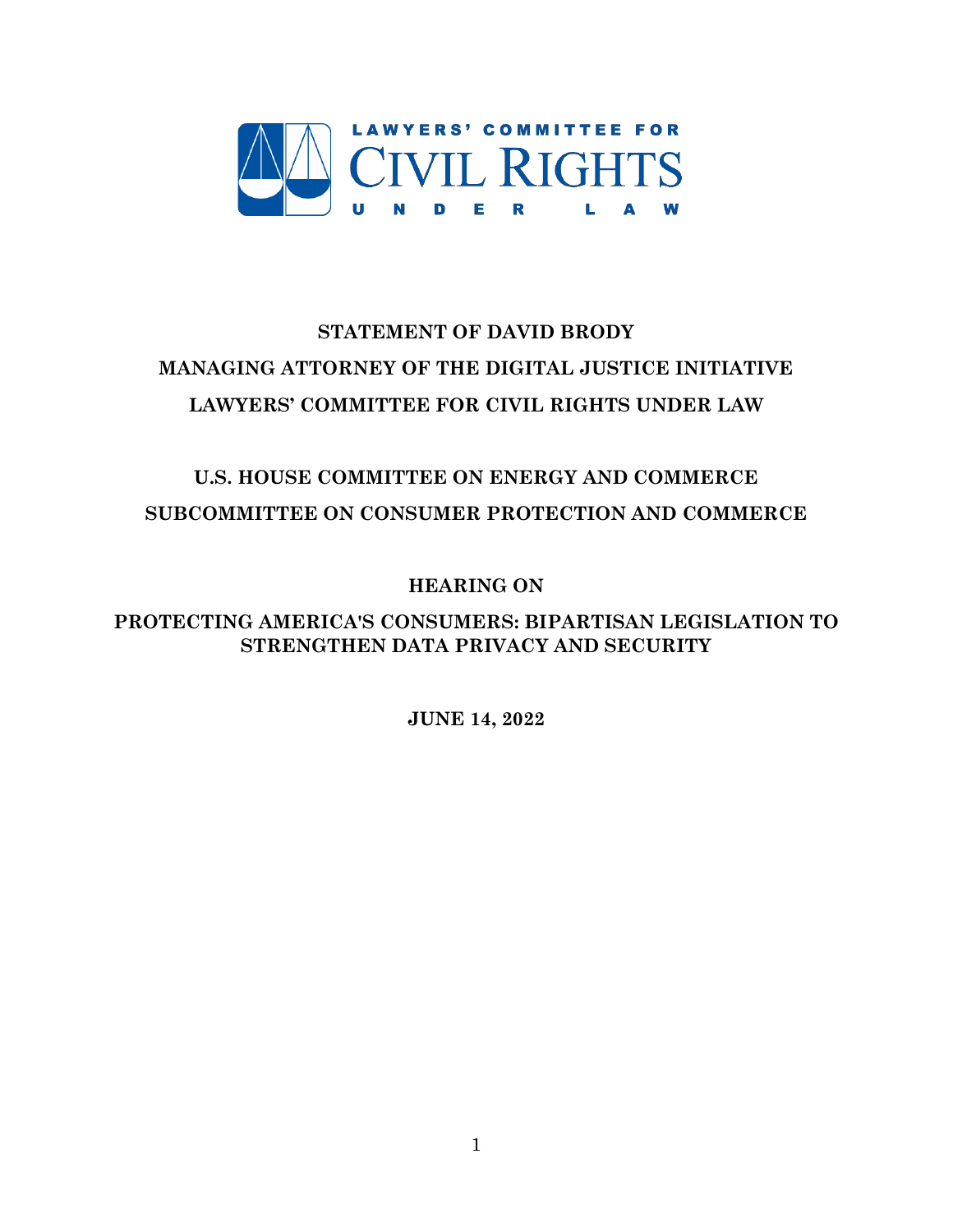LAWYERS' COMMITTEE FOR CIVIL RIGHTS UNDER LAW

**STATEMENT OF DAVID BRODY**

**MANAGING ATTORNEY OF THE DIGITAL JUSTICE INITIATIVE**

**LAWYERS' COMMITTEE FOR CIVIL RIGHTS UNDER LAW**

**U.S. HOUSE COMMITTEE ON ENERGY AND COMMERCE**

**SUBCOMMITTEE ON CONSUMER PROTECTION AND COMMERCE**

**HEARING ON**

**PROTECTING AMERICA'S CONSUMERS: BIPARTISAN LEGISLATION TO STRENGTHEN DATA PRIVACY AND SECURITY**

**JUNE 14, 2022**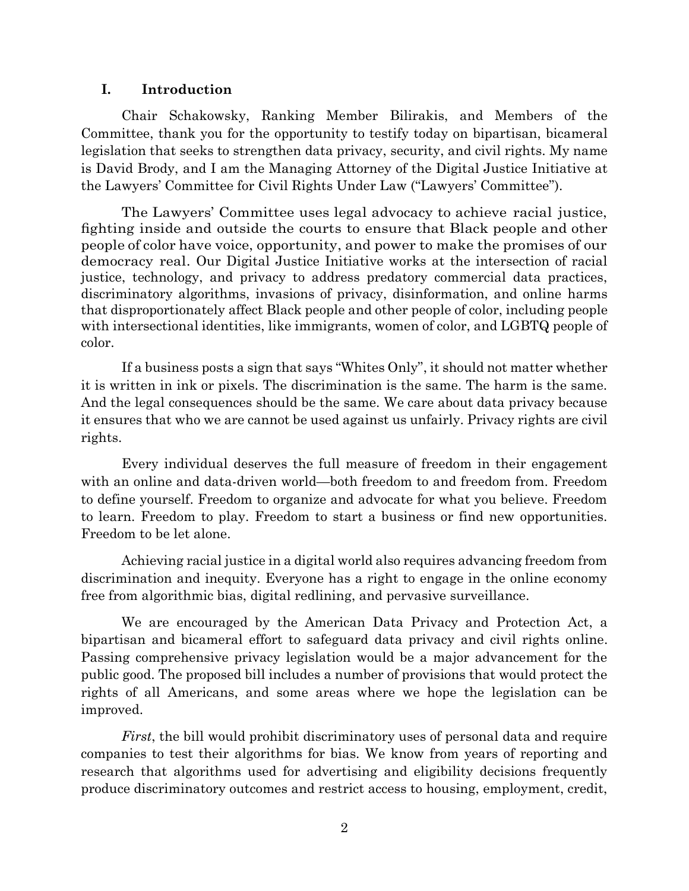## I. Introduction

Chair Schakowsky, Ranking Member Bilirakis, and Members of the Committee, thank you for the opportunity to testify today on bipartisan, bicameral legislation that seeks to strengthen data privacy, security, and civil rights. My name is David Brody, and I am the Managing Attorney of the Digital Justice Initiative at the Lawyers' Committee for Civil Rights Under Law ("Lawyers' Committee").

The Lawyers' Committee uses legal advocacy to achieve racial justice, fighting inside and outside the courts to ensure that Black people and other people of color have voice, opportunity, and power to make the promises of our democracy real. Our Digital Justice Initiative works at the intersection of racial justice, technology, and privacy to address predatory commercial data practices, discriminatory algorithms, invasions of privacy, disinformation, and online harms that disproportionately affect Black people and other people of color, including people with intersectional identities, like immigrants, women of color, and LGBTQ people of color.

If a business posts a sign that says "Whites Only", it should not matter whether it is written in ink or pixels. The discrimination is the same. The harm is the same. And the legal consequences should be the same. We care about data privacy because it ensures that who we are cannot be used against us unfairly. Privacy rights are civil rights.

Every individual deserves the full measure of freedom in their engagement with an online and data-driven world—both freedom to and freedom from. Freedom to define yourself. Freedom to organize and advocate for what you believe. Freedom to learn. Freedom to play. Freedom to start a business or find new opportunities. Freedom to be let alone.

Achieving racial justice in a digital world also requires advancing freedom from discrimination and inequity. Everyone has a right to engage in the online economy free from algorithmic bias, digital redlining, and pervasive surveillance.

We are encouraged by the American Data Privacy and Protection Act, a bipartisan and bicameral effort to safeguard data privacy and civil rights online. Passing comprehensive privacy legislation would be a major advancement for the public good. The proposed bill includes a number of provisions that would protect the rights of all Americans, and some areas where we hope the legislation can be improved.

*First*, the bill would prohibit discriminatory uses of personal data and require companies to test their algorithms for bias. We know from years of reporting and research that algorithms used for advertising and eligibility decisions frequently produce discriminatory outcomes and restrict access to housing, employment, credit,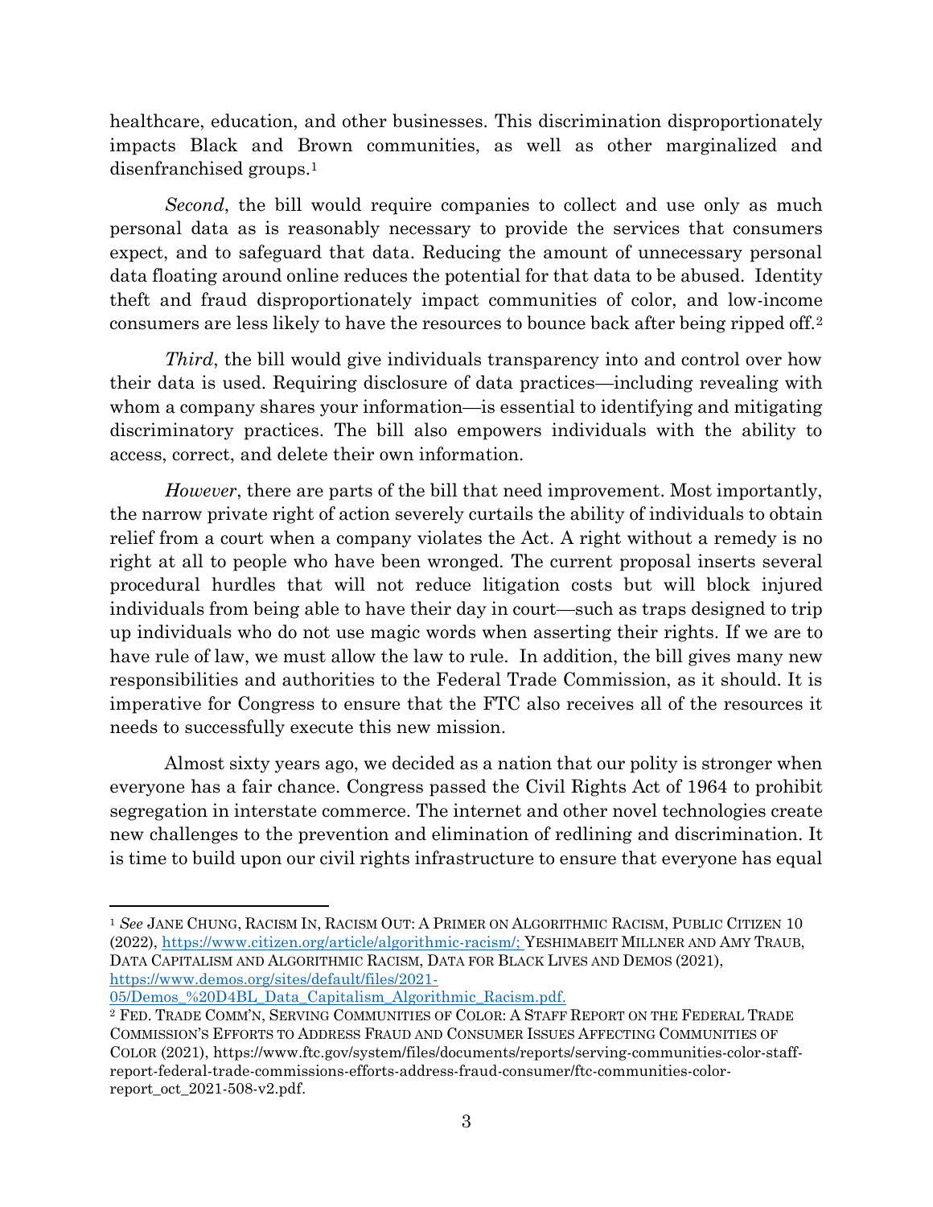healthcare, education, and other businesses. This discrimination disproportionately impacts Black and Brown communities, as well as other marginalized and disenfranchised groups.[1]

*Second*, the bill would require companies to collect and use only as much personal data as is reasonably necessary to provide the services that consumers expect, and to safeguard that data. Reducing the amount of unnecessary personal data floating around online reduces the potential for that data to be abused. Identity theft and fraud disproportionately impact communities of color, and low-income consumers are less likely to have the resources to bounce back after being ripped off.[2]

*Third*, the bill would give individuals transparency into and control over how their data is used. Requiring disclosure of data practices—including revealing with whom a company shares your information—is essential to identifying and mitigating discriminatory practices. The bill also empowers individuals with the ability to access, correct, and delete their own information.

*However*, there are parts of the bill that need improvement. Most importantly, the narrow private right of action severely curtails the ability of individuals to obtain relief from a court when a company violates the Act. A right without a remedy is no right at all to people who have been wronged. The current proposal inserts several procedural hurdles that will not reduce litigation costs but will block injured individuals from being able to have their day in court—such as traps designed to trip up individuals who do not use magic words when asserting their rights. If we are to have rule of law, we must allow the law to rule. In addition, the bill gives many new responsibilities and authorities to the Federal Trade Commission, as it should. It is imperative for Congress to ensure that the FTC also receives all of the resources it needs to successfully execute this new mission.

Almost sixty years ago, we decided as a nation that our polity is stronger when everyone has a fair chance. Congress passed the Civil Rights Act of 1964 to prohibit segregation in interstate commerce. The internet and other novel technologies create new challenges to the prevention and elimination of redlining and discrimination. It is time to build upon our civil rights infrastructure to ensure that everyone has equal

---

[1] *See* JANE CHUNG, RACISM IN, RACISM OUT: A PRIMER ON ALGORITHMIC RACISM, PUBLIC CITIZEN 10 (2022), https://www.citizen.org/article/algorithmic-racism/; YESHIMABEIT MILLNER AND AMY TRAUB, DATA CAPITALISM AND ALGORITHMIC RACISM, DATA FOR BLACK LIVES AND DEMOS (2021), https://www.demos.org/sites/default/files/2021-05/Demos_%20D4BL_Data_Capitalism_Algorithmic_Racism.pdf.

[2] FED. TRADE COMM'N, SERVING COMMUNITIES OF COLOR: A STAFF REPORT ON THE FEDERAL TRADE COMMISSION'S EFFORTS TO ADDRESS FRAUD AND CONSUMER ISSUES AFFECTING COMMUNITIES OF COLOR (2021), https://www.ftc.gov/system/files/documents/reports/serving-communities-color-staff-report-federal-trade-commissions-efforts-address-fraud-consumer/ftc-communities-color-report_oct_2021-508-v2.pdf.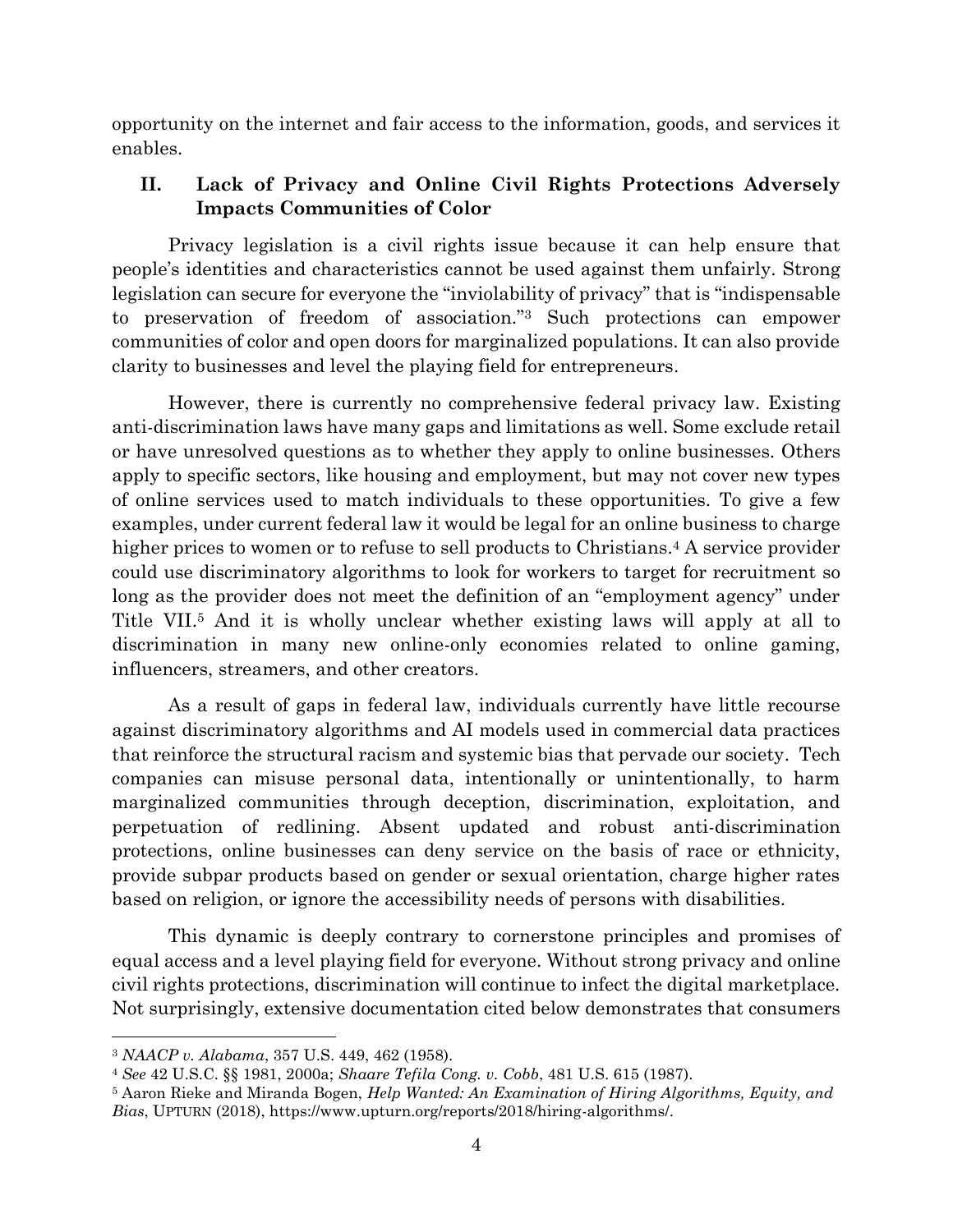opportunity on the internet and fair access to the information, goods, and services it enables.

## II. Lack of Privacy and Online Civil Rights Protections Adversely Impacts Communities of Color

Privacy legislation is a civil rights issue because it can help ensure that people's identities and characteristics cannot be used against them unfairly. Strong legislation can secure for everyone the "inviolability of privacy" that is "indispensable to preservation of freedom of association."[3] Such protections can empower communities of color and open doors for marginalized populations. It can also provide clarity to businesses and level the playing field for entrepreneurs.

However, there is currently no comprehensive federal privacy law. Existing anti-discrimination laws have many gaps and limitations as well. Some exclude retail or have unresolved questions as to whether they apply to online businesses. Others apply to specific sectors, like housing and employment, but may not cover new types of online services used to match individuals to these opportunities. To give a few examples, under current federal law it would be legal for an online business to charge higher prices to women or to refuse to sell products to Christians.[4] A service provider could use discriminatory algorithms to look for workers to target for recruitment so long as the provider does not meet the definition of an "employment agency" under Title VII.[5] And it is wholly unclear whether existing laws will apply at all to discrimination in many new online-only economies related to online gaming, influencers, streamers, and other creators.

As a result of gaps in federal law, individuals currently have little recourse against discriminatory algorithms and AI models used in commercial data practices that reinforce the structural racism and systemic bias that pervade our society. Tech companies can misuse personal data, intentionally or unintentionally, to harm marginalized communities through deception, discrimination, exploitation, and perpetuation of redlining. Absent updated and robust anti-discrimination protections, online businesses can deny service on the basis of race or ethnicity, provide subpar products based on gender or sexual orientation, charge higher rates based on religion, or ignore the accessibility needs of persons with disabilities.

This dynamic is deeply contrary to cornerstone principles and promises of equal access and a level playing field for everyone. Without strong privacy and online civil rights protections, discrimination will continue to infect the digital marketplace. Not surprisingly, extensive documentation cited below demonstrates that consumers

---

[3] *NAACP v. Alabama*, 357 U.S. 449, 462 (1958).

[4] *See* 42 U.S.C. §§ 1981, 2000a; *Shaare Tefila Cong. v. Cobb*, 481 U.S. 615 (1987).

[5] Aaron Rieke and Miranda Bogen, *Help Wanted: An Examination of Hiring Algorithms, Equity, and Bias*, UPTURN (2018), https://www.upturn.org/reports/2018/hiring-algorithms/.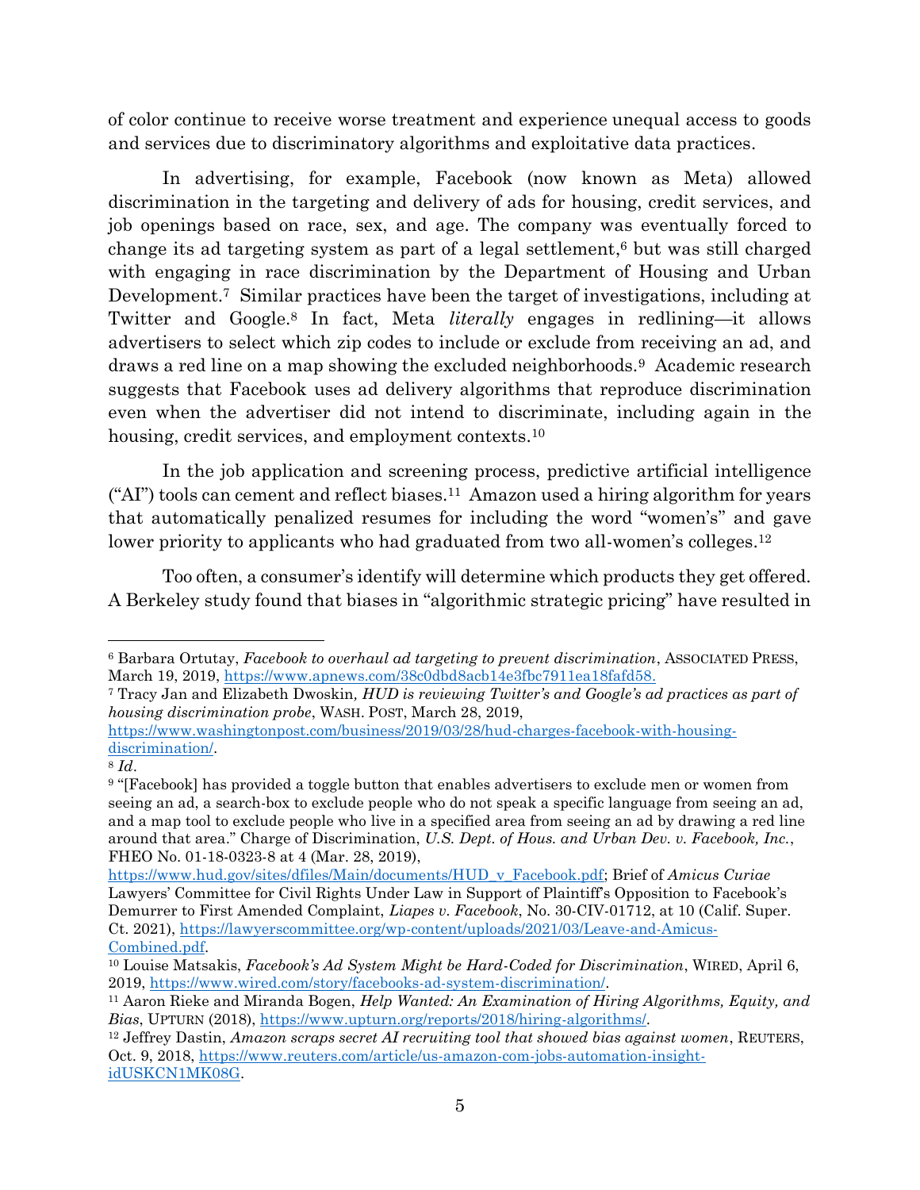of color continue to receive worse treatment and experience unequal access to goods and services due to discriminatory algorithms and exploitative data practices.

In advertising, for example, Facebook (now known as Meta) allowed discrimination in the targeting and delivery of ads for housing, credit services, and job openings based on race, sex, and age. The company was eventually forced to change its ad targeting system as part of a legal settlement,[6] but was still charged with engaging in race discrimination by the Department of Housing and Urban Development.[7] Similar practices have been the target of investigations, including at Twitter and Google.[8] In fact, Meta *literally* engages in redlining—it allows advertisers to select which zip codes to include or exclude from receiving an ad, and draws a red line on a map showing the excluded neighborhoods.[9] Academic research suggests that Facebook uses ad delivery algorithms that reproduce discrimination even when the advertiser did not intend to discriminate, including again in the housing, credit services, and employment contexts.[10]

In the job application and screening process, predictive artificial intelligence ("AI") tools can cement and reflect biases.[11] Amazon used a hiring algorithm for years that automatically penalized resumes for including the word "women's" and gave lower priority to applicants who had graduated from two all-women's colleges.[12]

Too often, a consumer's identify will determine which products they get offered. A Berkeley study found that biases in "algorithmic strategic pricing" have resulted in

---

[6] Barbara Ortutay, *Facebook to overhaul ad targeting to prevent discrimination*, ASSOCIATED PRESS, March 19, 2019, https://www.apnews.com/38c0dbd8acb14e3fbc7911ea18fafd58.

[7] Tracy Jan and Elizabeth Dwoskin*, HUD is reviewing Twitter's and Google's ad practices as part of housing discrimination probe*, WASH. POST, March 28, 2019, https://www.washingtonpost.com/business/2019/03/28/hud-charges-facebook-with-housing-discrimination/.

[8] *Id*.

[9] "[Facebook] has provided a toggle button that enables advertisers to exclude men or women from seeing an ad, a search-box to exclude people who do not speak a specific language from seeing an ad, and a map tool to exclude people who live in a specified area from seeing an ad by drawing a red line around that area." Charge of Discrimination, *U.S. Dept. of Hous. and Urban Dev. v. Facebook, Inc.*, FHEO No. 01-18-0323-8 at 4 (Mar. 28, 2019), https://www.hud.gov/sites/dfiles/Main/documents/HUD_v_Facebook.pdf; Brief of *Amicus Curiae* Lawyers' Committee for Civil Rights Under Law in Support of Plaintiff's Opposition to Facebook's Demurrer to First Amended Complaint, *Liapes v. Facebook*, No. 30-CIV-01712, at 10 (Calif. Super. Ct. 2021), https://lawyerscommittee.org/wp-content/uploads/2021/03/Leave-and-Amicus-Combined.pdf.

[10] Louise Matsakis, *Facebook's Ad System Might be Hard-Coded for Discrimination*, WIRED, April 6, 2019, https://www.wired.com/story/facebooks-ad-system-discrimination/.

[11] Aaron Rieke and Miranda Bogen, *Help Wanted: An Examination of Hiring Algorithms, Equity, and Bias*, UPTURN (2018), https://www.upturn.org/reports/2018/hiring-algorithms/.

[12] Jeffrey Dastin, *Amazon scraps secret AI recruiting tool that showed bias against women*, REUTERS, Oct. 9, 2018, https://www.reuters.com/article/us-amazon-com-jobs-automation-insight-idUSKCN1MK08G.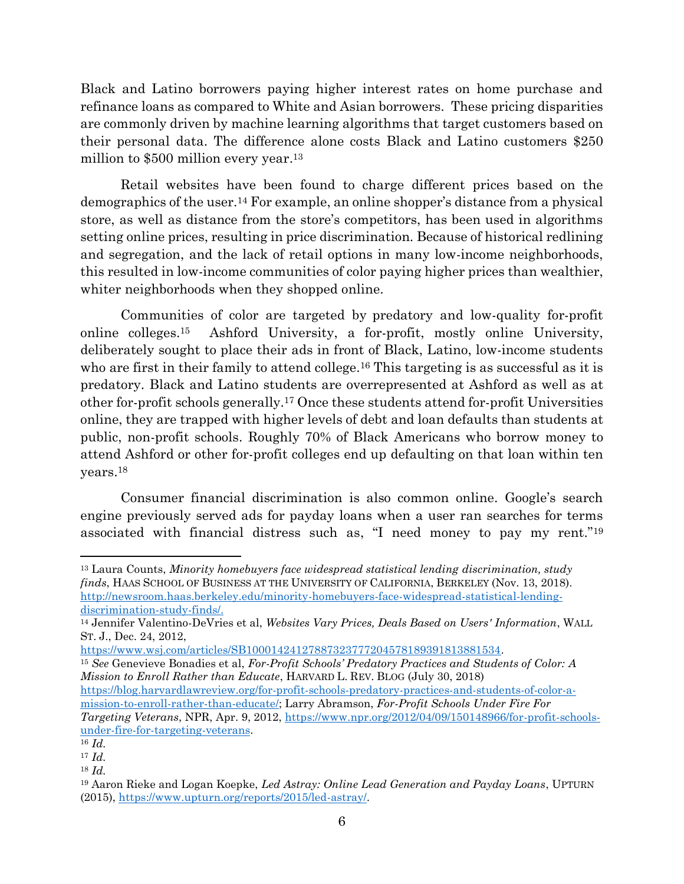Black and Latino borrowers paying higher interest rates on home purchase and refinance loans as compared to White and Asian borrowers. These pricing disparities are commonly driven by machine learning algorithms that target customers based on their personal data. The difference alone costs Black and Latino customers $250 million to $500 million every year.[13]

Retail websites have been found to charge different prices based on the demographics of the user.[14] For example, an online shopper's distance from a physical store, as well as distance from the store's competitors, has been used in algorithms setting online prices, resulting in price discrimination. Because of historical redlining and segregation, and the lack of retail options in many low-income neighborhoods, this resulted in low-income communities of color paying higher prices than wealthier, whiter neighborhoods when they shopped online.

Communities of color are targeted by predatory and low-quality for-profit online colleges.[15] Ashford University, a for-profit, mostly online University, deliberately sought to place their ads in front of Black, Latino, low-income students who are first in their family to attend college.[16] This targeting is as successful as it is predatory. Black and Latino students are overrepresented at Ashford as well as at other for-profit schools generally.[17] Once these students attend for-profit Universities online, they are trapped with higher levels of debt and loan defaults than students at public, non-profit schools. Roughly 70% of Black Americans who borrow money to attend Ashford or other for-profit colleges end up defaulting on that loan within ten years.[18]

Consumer financial discrimination is also common online. Google's search engine previously served ads for payday loans when a user ran searches for terms associated with financial distress such as, "I need money to pay my rent."[19]

---

[13] Laura Counts, *Minority homebuyers face widespread statistical lending discrimination, study finds*, HAAS SCHOOL OF BUSINESS AT THE UNIVERSITY OF CALIFORNIA, BERKELEY (Nov. 13, 2018). http://newsroom.haas.berkeley.edu/minority-homebuyers-face-widespread-statistical-lending-discrimination-study-finds/.

[14] Jennifer Valentino-DeVries et al, *Websites Vary Prices, Deals Based on Users' Information*, WALL ST. J., Dec. 24, 2012, https://www.wsj.com/articles/SB10001424127887323777204578189391813881534.

[15] *See* Genevieve Bonadies et al, *For-Profit Schools' Predatory Practices and Students of Color: A Mission to Enroll Rather than Educate*, HARVARD L. REV. BLOG (July 30, 2018) https://blog.harvardlawreview.org/for-profit-schools-predatory-practices-and-students-of-color-a-mission-to-enroll-rather-than-educate/; Larry Abramson, *For-Profit Schools Under Fire For Targeting Veterans*, NPR, Apr. 9, 2012, https://www.npr.org/2012/04/09/150148966/for-profit-schools-under-fire-for-targeting-veterans.

[16] *Id.*

[17] *Id.*

[18] *Id.*

[19] Aaron Rieke and Logan Koepke, *Led Astray: Online Lead Generation and Payday Loans*, UPTURN (2015), https://www.upturn.org/reports/2015/led-astray/.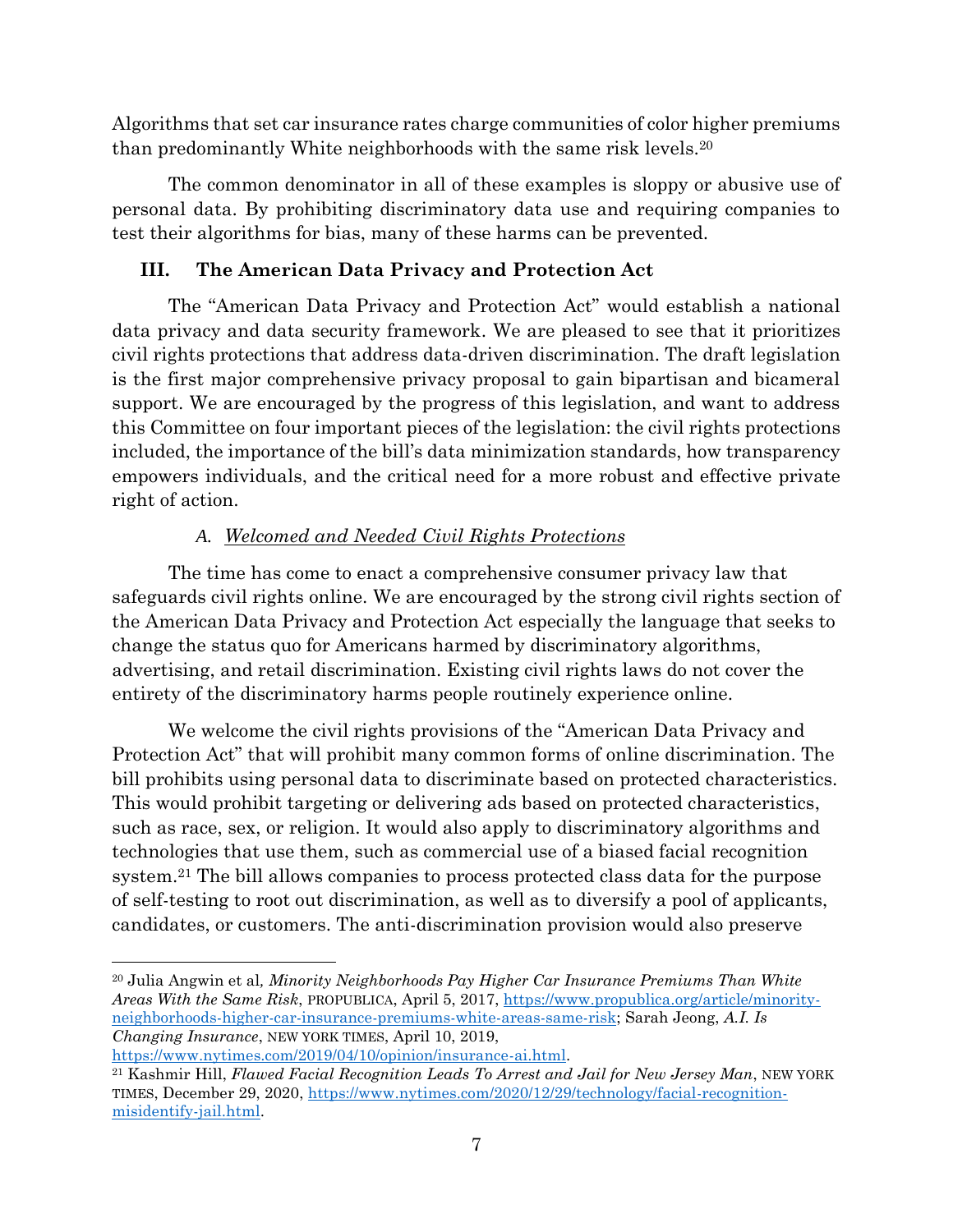Algorithms that set car insurance rates charge communities of color higher premiums than predominantly White neighborhoods with the same risk levels.[20]

The common denominator in all of these examples is sloppy or abusive use of personal data. By prohibiting discriminatory data use and requiring companies to test their algorithms for bias, many of these harms can be prevented.

## III. The American Data Privacy and Protection Act

The "American Data Privacy and Protection Act" would establish a national data privacy and data security framework. We are pleased to see that it prioritizes civil rights protections that address data-driven discrimination. The draft legislation is the first major comprehensive privacy proposal to gain bipartisan and bicameral support. We are encouraged by the progress of this legislation, and want to address this Committee on four important pieces of the legislation: the civil rights protections included, the importance of the bill's data minimization standards, how transparency empowers individuals, and the critical need for a more robust and effective private right of action.

### *A. Welcomed and Needed Civil Rights Protections*

The time has come to enact a comprehensive consumer privacy law that safeguards civil rights online. We are encouraged by the strong civil rights section of the American Data Privacy and Protection Act especially the language that seeks to change the status quo for Americans harmed by discriminatory algorithms, advertising, and retail discrimination. Existing civil rights laws do not cover the entirety of the discriminatory harms people routinely experience online.

We welcome the civil rights provisions of the "American Data Privacy and Protection Act" that will prohibit many common forms of online discrimination. The bill prohibits using personal data to discriminate based on protected characteristics. This would prohibit targeting or delivering ads based on protected characteristics, such as race, sex, or religion. It would also apply to discriminatory algorithms and technologies that use them, such as commercial use of a biased facial recognition system.[21] The bill allows companies to process protected class data for the purpose of self-testing to root out discrimination, as well as to diversify a pool of applicants, candidates, or customers. The anti-discrimination provision would also preserve

---

[20] Julia Angwin et al, *Minority Neighborhoods Pay Higher Car Insurance Premiums Than White Areas With the Same Risk*, PROPUBLICA, April 5, 2017, https://www.propublica.org/article/minority-neighborhoods-higher-car-insurance-premiums-white-areas-same-risk; Sarah Jeong, *A.I. Is Changing Insurance*, NEW YORK TIMES, April 10, 2019, https://www.nytimes.com/2019/04/10/opinion/insurance-ai.html.

[21] Kashmir Hill, *Flawed Facial Recognition Leads To Arrest and Jail for New Jersey Man*, NEW YORK TIMES, December 29, 2020, https://www.nytimes.com/2020/12/29/technology/facial-recognition-misidentify-jail.html.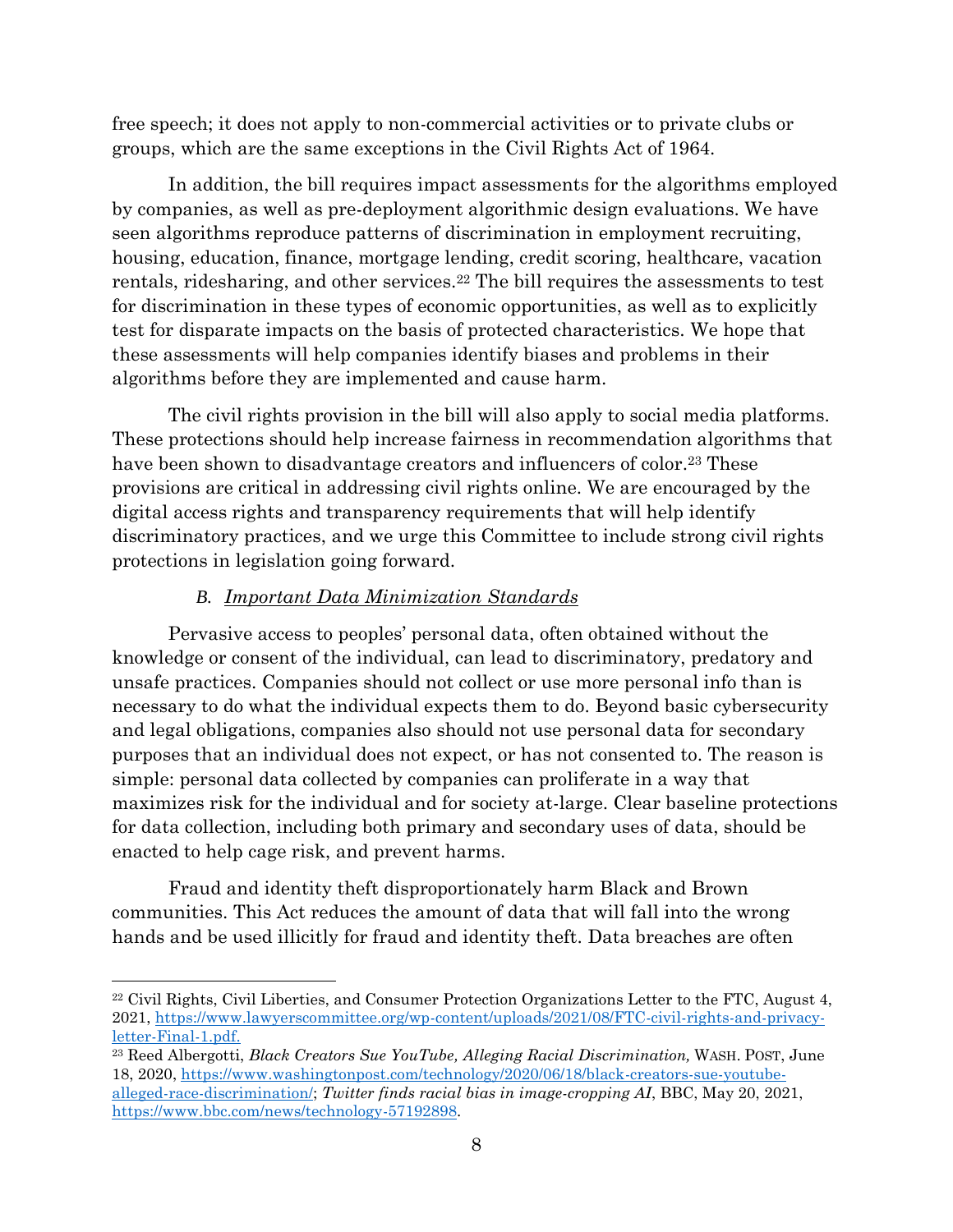free speech; it does not apply to non-commercial activities or to private clubs or groups, which are the same exceptions in the Civil Rights Act of 1964.

In addition, the bill requires impact assessments for the algorithms employed by companies, as well as pre-deployment algorithmic design evaluations. We have seen algorithms reproduce patterns of discrimination in employment recruiting, housing, education, finance, mortgage lending, credit scoring, healthcare, vacation rentals, ridesharing, and other services.[22] The bill requires the assessments to test for discrimination in these types of economic opportunities, as well as to explicitly test for disparate impacts on the basis of protected characteristics. We hope that these assessments will help companies identify biases and problems in their algorithms before they are implemented and cause harm.

The civil rights provision in the bill will also apply to social media platforms. These protections should help increase fairness in recommendation algorithms that have been shown to disadvantage creators and influencers of color.[23] These provisions are critical in addressing civil rights online. We are encouraged by the digital access rights and transparency requirements that will help identify discriminatory practices, and we urge this Committee to include strong civil rights protections in legislation going forward.

### *B. <u>Important Data Minimization Standards</u>*

Pervasive access to peoples' personal data, often obtained without the knowledge or consent of the individual, can lead to discriminatory, predatory and unsafe practices. Companies should not collect or use more personal info than is necessary to do what the individual expects them to do. Beyond basic cybersecurity and legal obligations, companies also should not use personal data for secondary purposes that an individual does not expect, or has not consented to. The reason is simple: personal data collected by companies can proliferate in a way that maximizes risk for the individual and for society at-large. Clear baseline protections for data collection, including both primary and secondary uses of data, should be enacted to help cage risk, and prevent harms.

Fraud and identity theft disproportionately harm Black and Brown communities. This Act reduces the amount of data that will fall into the wrong hands and be used illicitly for fraud and identity theft. Data breaches are often

---

[22] Civil Rights, Civil Liberties, and Consumer Protection Organizations Letter to the FTC, August 4, 2021, https://www.lawyerscommittee.org/wp-content/uploads/2021/08/FTC-civil-rights-and-privacy-letter-Final-1.pdf.

[23] Reed Albergotti, *Black Creators Sue YouTube, Alleging Racial Discrimination,* WASH. POST, June 18, 2020, https://www.washingtonpost.com/technology/2020/06/18/black-creators-sue-youtube-alleged-race-discrimination/; *Twitter finds racial bias in image-cropping AI*, BBC, May 20, 2021, https://www.bbc.com/news/technology-57192898.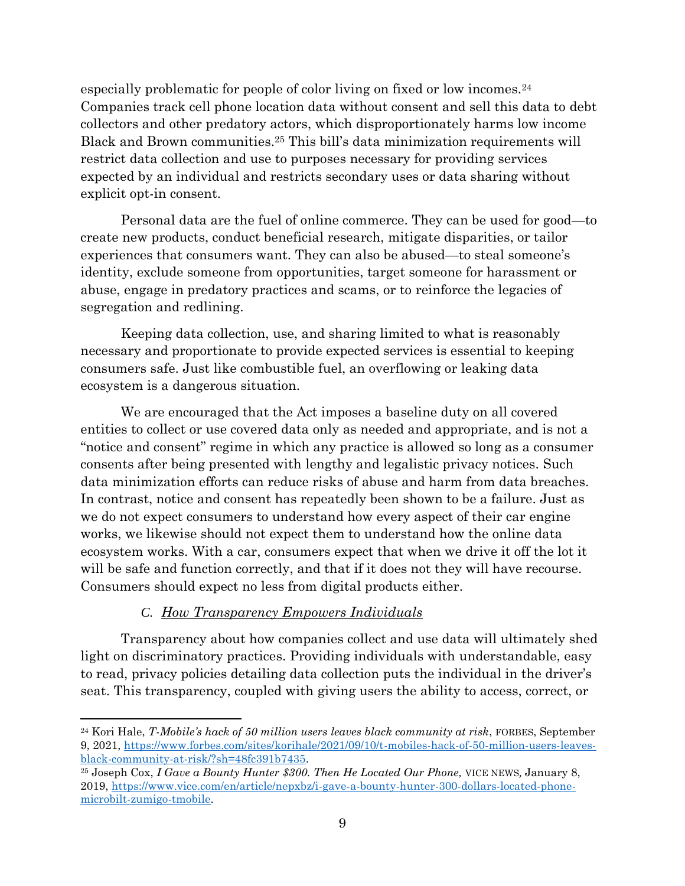especially problematic for people of color living on fixed or low incomes.[24] Companies track cell phone location data without consent and sell this data to debt collectors and other predatory actors, which disproportionately harms low income Black and Brown communities.[25] This bill's data minimization requirements will restrict data collection and use to purposes necessary for providing services expected by an individual and restricts secondary uses or data sharing without explicit opt-in consent.

Personal data are the fuel of online commerce. They can be used for good—to create new products, conduct beneficial research, mitigate disparities, or tailor experiences that consumers want. They can also be abused—to steal someone's identity, exclude someone from opportunities, target someone for harassment or abuse, engage in predatory practices and scams, or to reinforce the legacies of segregation and redlining.

Keeping data collection, use, and sharing limited to what is reasonably necessary and proportionate to provide expected services is essential to keeping consumers safe. Just like combustible fuel, an overflowing or leaking data ecosystem is a dangerous situation.

We are encouraged that the Act imposes a baseline duty on all covered entities to collect or use covered data only as needed and appropriate, and is not a "notice and consent" regime in which any practice is allowed so long as a consumer consents after being presented with lengthy and legalistic privacy notices. Such data minimization efforts can reduce risks of abuse and harm from data breaches. In contrast, notice and consent has repeatedly been shown to be a failure. Just as we do not expect consumers to understand how every aspect of their car engine works, we likewise should not expect them to understand how the online data ecosystem works. With a car, consumers expect that when we drive it off the lot it will be safe and function correctly, and that if it does not they will have recourse. Consumers should expect no less from digital products either.

### C. How Transparency Empowers Individuals

Transparency about how companies collect and use data will ultimately shed light on discriminatory practices. Providing individuals with understandable, easy to read, privacy policies detailing data collection puts the individual in the driver's seat. This transparency, coupled with giving users the ability to access, correct, or

---

[24] Kori Hale, *T-Mobile's hack of 50 million users leaves black community at risk*, FORBES, September 9, 2021, https://www.forbes.com/sites/korihale/2021/09/10/t-mobiles-hack-of-50-million-users-leaves-black-community-at-risk/?sh=48fc391b7435.

[25] Joseph Cox, *I Gave a Bounty Hunter $300. Then He Located Our Phone,* VICE NEWS, January 8, 2019, https://www.vice.com/en/article/nepxbz/i-gave-a-bounty-hunter-300-dollars-located-phone-microbilt-zumigo-tmobile.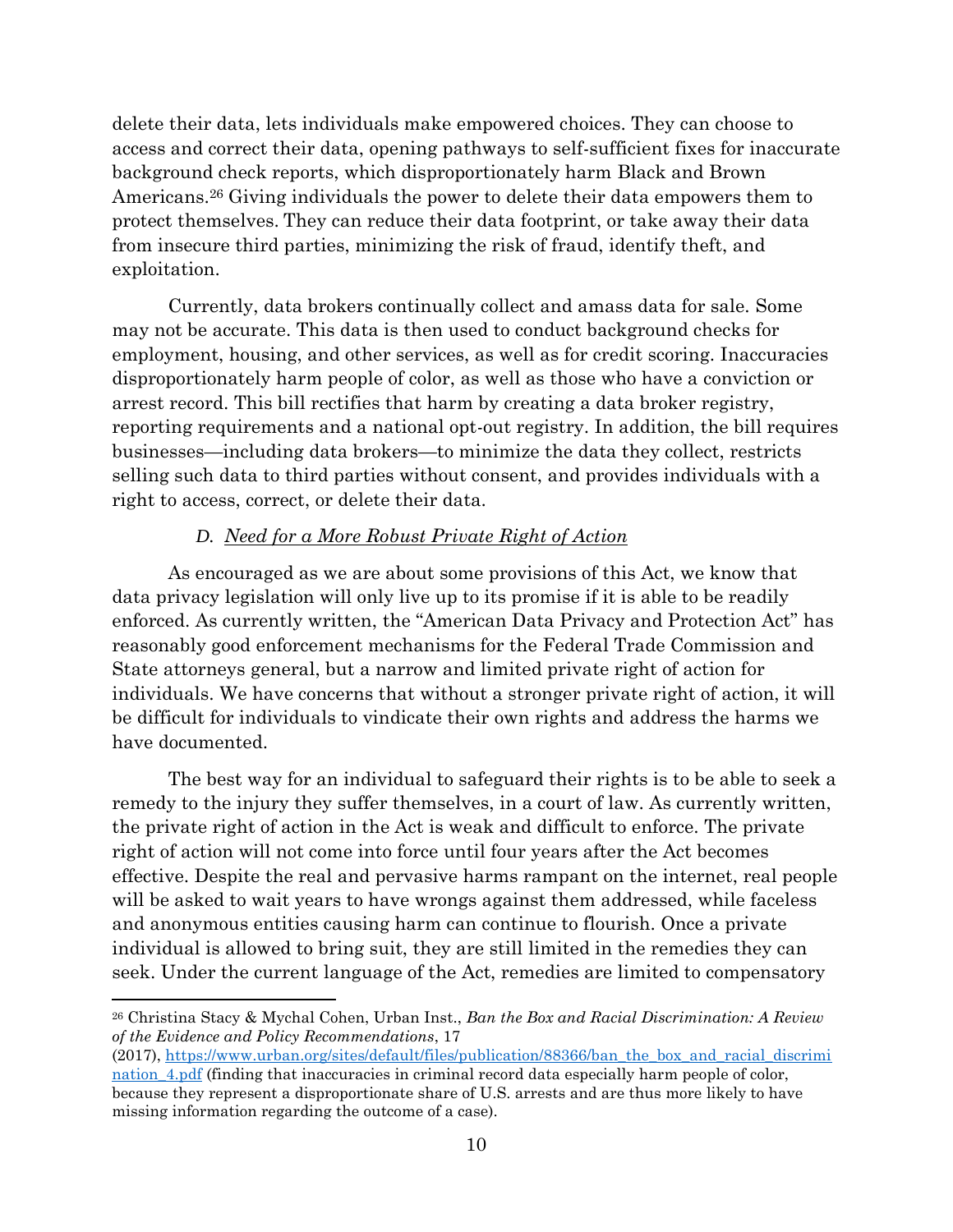delete their data, lets individuals make empowered choices. They can choose to access and correct their data, opening pathways to self-sufficient fixes for inaccurate background check reports, which disproportionately harm Black and Brown Americans.[26] Giving individuals the power to delete their data empowers them to protect themselves. They can reduce their data footprint, or take away their data from insecure third parties, minimizing the risk of fraud, identify theft, and exploitation.

Currently, data brokers continually collect and amass data for sale. Some may not be accurate. This data is then used to conduct background checks for employment, housing, and other services, as well as for credit scoring. Inaccuracies disproportionately harm people of color, as well as those who have a conviction or arrest record. This bill rectifies that harm by creating a data broker registry, reporting requirements and a national opt-out registry. In addition, the bill requires businesses—including data brokers—to minimize the data they collect, restricts selling such data to third parties without consent, and provides individuals with a right to access, correct, or delete their data.

### *D. Need for a More Robust Private Right of Action*

As encouraged as we are about some provisions of this Act, we know that data privacy legislation will only live up to its promise if it is able to be readily enforced. As currently written, the "American Data Privacy and Protection Act" has reasonably good enforcement mechanisms for the Federal Trade Commission and State attorneys general, but a narrow and limited private right of action for individuals. We have concerns that without a stronger private right of action, it will be difficult for individuals to vindicate their own rights and address the harms we have documented.

The best way for an individual to safeguard their rights is to be able to seek a remedy to the injury they suffer themselves, in a court of law. As currently written, the private right of action in the Act is weak and difficult to enforce. The private right of action will not come into force until four years after the Act becomes effective. Despite the real and pervasive harms rampant on the internet, real people will be asked to wait years to have wrongs against them addressed, while faceless and anonymous entities causing harm can continue to flourish. Once a private individual is allowed to bring suit, they are still limited in the remedies they can seek. Under the current language of the Act, remedies are limited to compensatory

---

[26] Christina Stacy & Mychal Cohen, Urban Inst., *Ban the Box and Racial Discrimination: A Review of the Evidence and Policy Recommendations*, 17 (2017), https://www.urban.org/sites/default/files/publication/88366/ban_the_box_and_racial_discrimination_4.pdf (finding that inaccuracies in criminal record data especially harm people of color, because they represent a disproportionate share of U.S. arrests and are thus more likely to have missing information regarding the outcome of a case).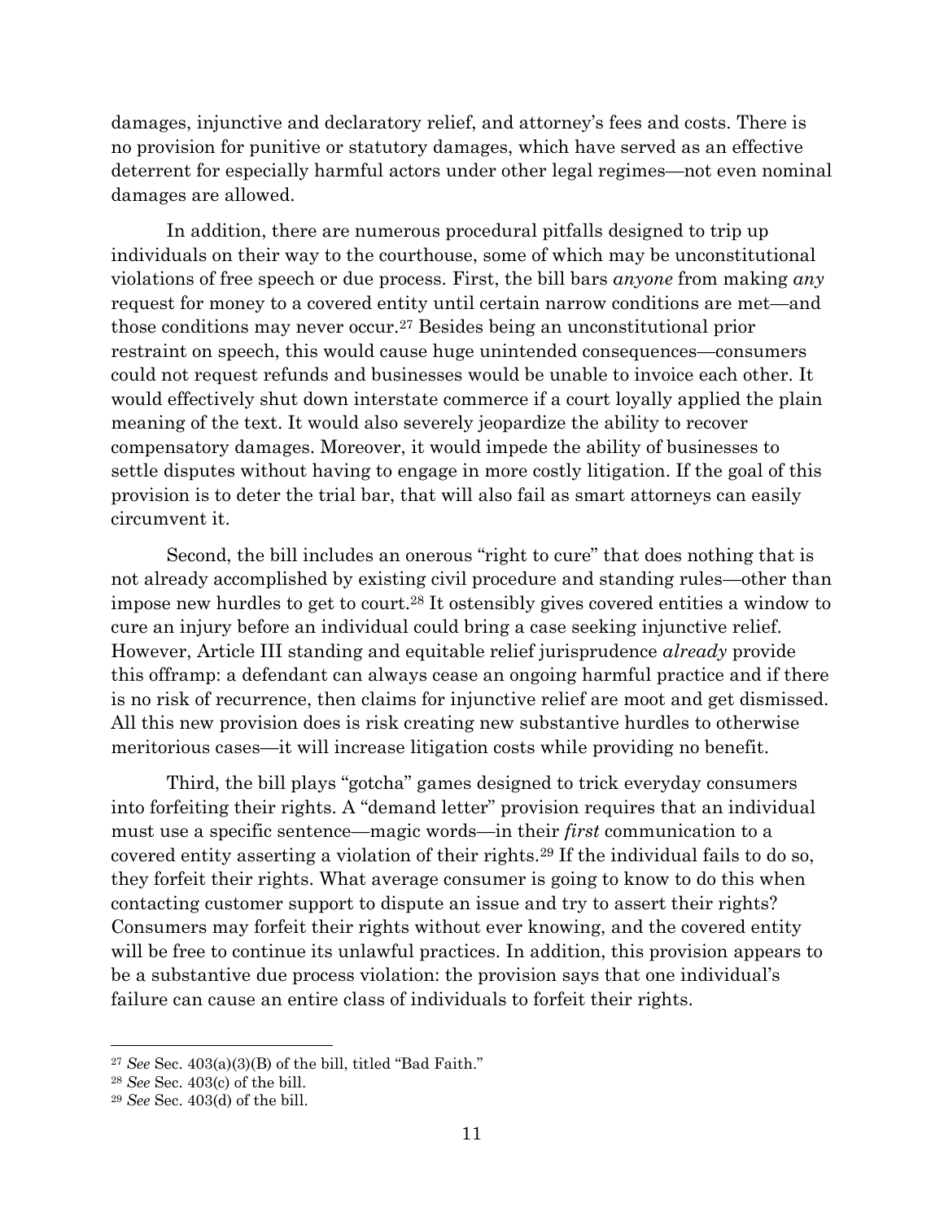damages, injunctive and declaratory relief, and attorney's fees and costs. There is no provision for punitive or statutory damages, which have served as an effective deterrent for especially harmful actors under other legal regimes—not even nominal damages are allowed.

In addition, there are numerous procedural pitfalls designed to trip up individuals on their way to the courthouse, some of which may be unconstitutional violations of free speech or due process. First, the bill bars *anyone* from making *any* request for money to a covered entity until certain narrow conditions are met—and those conditions may never occur.[27] Besides being an unconstitutional prior restraint on speech, this would cause huge unintended consequences—consumers could not request refunds and businesses would be unable to invoice each other. It would effectively shut down interstate commerce if a court loyally applied the plain meaning of the text. It would also severely jeopardize the ability to recover compensatory damages. Moreover, it would impede the ability of businesses to settle disputes without having to engage in more costly litigation. If the goal of this provision is to deter the trial bar, that will also fail as smart attorneys can easily circumvent it.

Second, the bill includes an onerous "right to cure" that does nothing that is not already accomplished by existing civil procedure and standing rules—other than impose new hurdles to get to court.[28] It ostensibly gives covered entities a window to cure an injury before an individual could bring a case seeking injunctive relief. However, Article III standing and equitable relief jurisprudence *already* provide this offramp: a defendant can always cease an ongoing harmful practice and if there is no risk of recurrence, then claims for injunctive relief are moot and get dismissed. All this new provision does is risk creating new substantive hurdles to otherwise meritorious cases—it will increase litigation costs while providing no benefit.

Third, the bill plays "gotcha" games designed to trick everyday consumers into forfeiting their rights. A "demand letter" provision requires that an individual must use a specific sentence—magic words—in their *first* communication to a covered entity asserting a violation of their rights.[29] If the individual fails to do so, they forfeit their rights. What average consumer is going to know to do this when contacting customer support to dispute an issue and try to assert their rights? Consumers may forfeit their rights without ever knowing, and the covered entity will be free to continue its unlawful practices. In addition, this provision appears to be a substantive due process violation: the provision says that one individual's failure can cause an entire class of individuals to forfeit their rights.

---

[27] *See* Sec. 403(a)(3)(B) of the bill, titled "Bad Faith."

[28] *See* Sec. 403(c) of the bill.

[29] *See* Sec. 403(d) of the bill.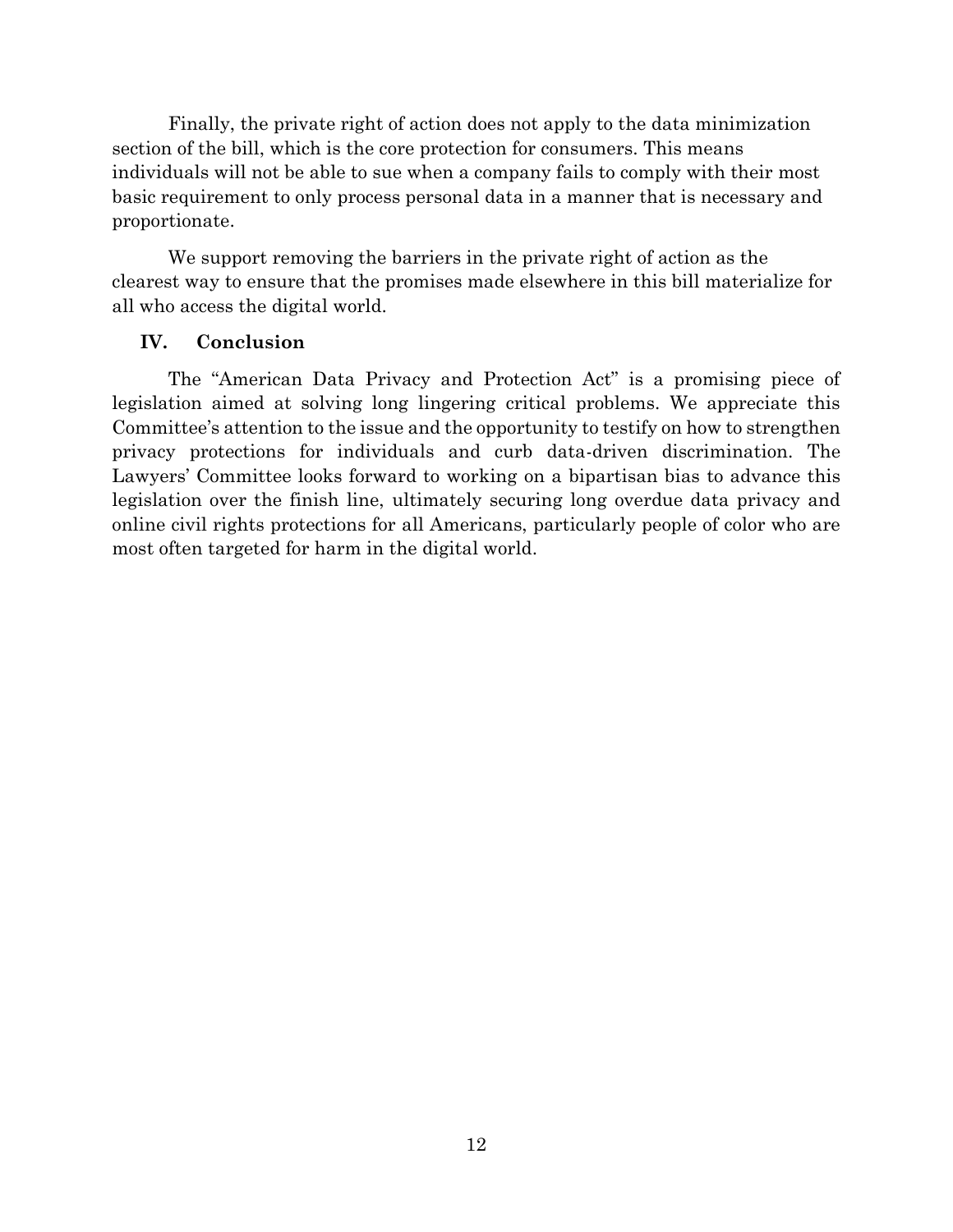Finally, the private right of action does not apply to the data minimization section of the bill, which is the core protection for consumers. This means individuals will not be able to sue when a company fails to comply with their most basic requirement to only process personal data in a manner that is necessary and proportionate.

We support removing the barriers in the private right of action as the clearest way to ensure that the promises made elsewhere in this bill materialize for all who access the digital world.

## IV. Conclusion

The "American Data Privacy and Protection Act" is a promising piece of legislation aimed at solving long lingering critical problems. We appreciate this Committee's attention to the issue and the opportunity to testify on how to strengthen privacy protections for individuals and curb data-driven discrimination. The Lawyers' Committee looks forward to working on a bipartisan bias to advance this legislation over the finish line, ultimately securing long overdue data privacy and online civil rights protections for all Americans, particularly people of color who are most often targeted for harm in the digital world.